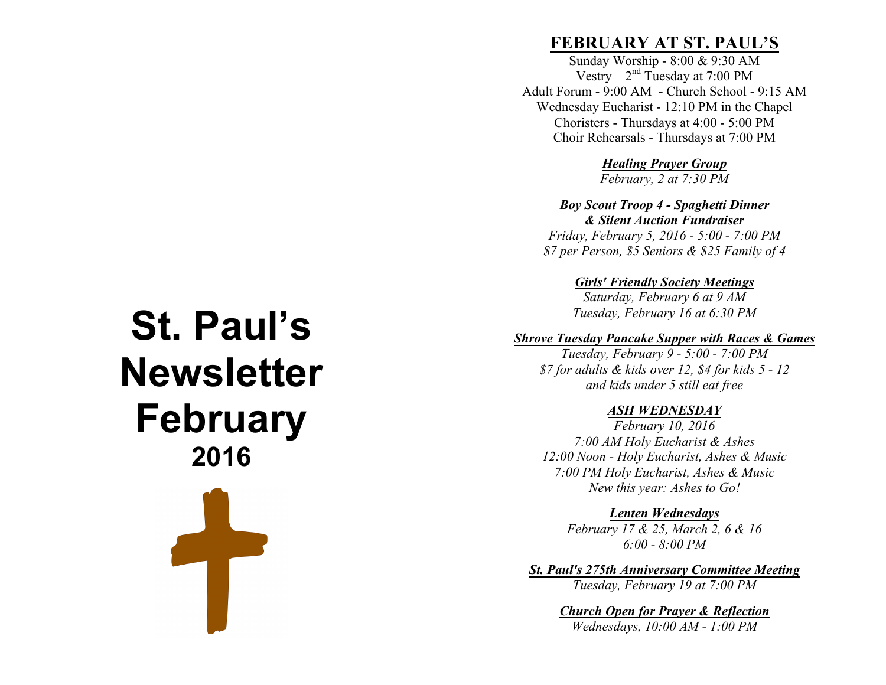# St. Paul's Newsletter February

## 2016

## FEBRUARY AT ST. PAUL'S

Sunday Worship - 8:00 & 9:30 AM
Vestry – 2nd Tuesday at 7:00 PM
Adult Forum - 9:00 AM - Church School - 9:15 AM
Wednesday Eucharist - 12:10 PM in the Chapel
Choristers - Thursdays at 4:00 - 5:00 PM
Choir Rehearsals - Thursdays at 7:00 PM

***Healing Prayer Group***
*February, 2 at 7:30 PM*

***Boy Scout Troop 4 - Spaghetti Dinner & Silent Auction Fundraiser***
*Friday, February 5, 2016 - 5:00 - 7:00 PM*
*$7 per Person, $5 Seniors & $25 Family of 4*

***Girls' Friendly Society Meetings***
*Saturday, February 6 at 9 AM*
*Tuesday, February 16 at 6:30 PM*

***Shrove Tuesday Pancake Supper with Races & Games***
*Tuesday, February 9 - 5:00 - 7:00 PM*
*$7 for adults & kids over 12, $4 for kids 5 - 12 and kids under 5 still eat free*

***ASH WEDNESDAY***
*February 10, 2016*
*7:00 AM Holy Eucharist & Ashes*
*12:00 Noon - Holy Eucharist, Ashes & Music*
*7:00 PM Holy Eucharist, Ashes & Music*
*New this year: Ashes to Go!*

***Lenten Wednesdays***
*February 17 & 25, March 2, 6 & 16*
*6:00 - 8:00 PM*

***St. Paul's 275th Anniversary Committee Meeting***
*Tuesday, February 19 at 7:00 PM*

***Church Open for Prayer & Reflection***
*Wednesdays, 10:00 AM - 1:00 PM*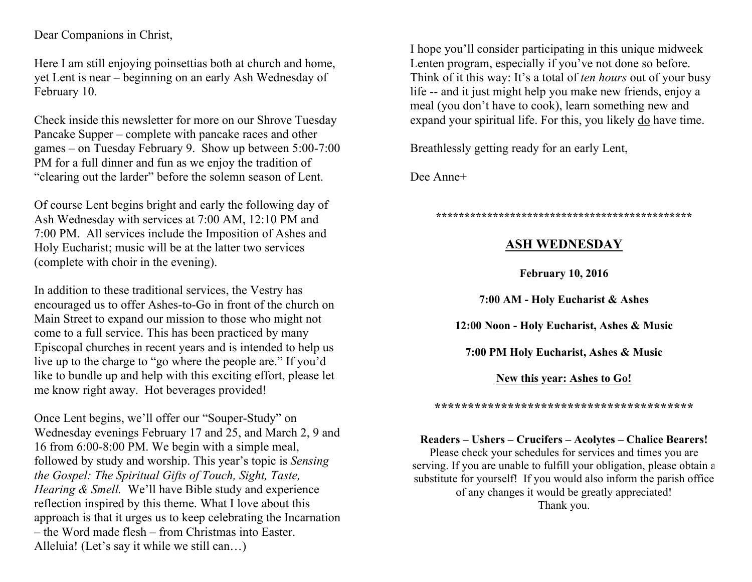Dear Companions in Christ,

Here I am still enjoying poinsettias both at church and home, yet Lent is near – beginning on an early Ash Wednesday of February 10.

Check inside this newsletter for more on our Shrove Tuesday Pancake Supper – complete with pancake races and other games – on Tuesday February 9. Show up between 5:00-7:00 PM for a full dinner and fun as we enjoy the tradition of "clearing out the larder" before the solemn season of Lent.

Of course Lent begins bright and early the following day of Ash Wednesday with services at 7:00 AM, 12:10 PM and 7:00 PM. All services include the Imposition of Ashes and Holy Eucharist; music will be at the latter two services (complete with choir in the evening).

In addition to these traditional services, the Vestry has encouraged us to offer Ashes-to-Go in front of the church on Main Street to expand our mission to those who might not come to a full service. This has been practiced by many Episcopal churches in recent years and is intended to help us live up to the charge to "go where the people are." If you'd like to bundle up and help with this exciting effort, please let me know right away. Hot beverages provided!

Once Lent begins, we'll offer our "Souper-Study" on Wednesday evenings February 17 and 25, and March 2, 9 and 16 from 6:00-8:00 PM. We begin with a simple meal, followed by study and worship. This year's topic is *Sensing the Gospel: The Spiritual Gifts of Touch, Sight, Taste, Hearing & Smell.* We'll have Bible study and experience reflection inspired by this theme. What I love about this approach is that it urges us to keep celebrating the Incarnation – the Word made flesh – from Christmas into Easter. Alleluia! (Let's say it while we still can…)

I hope you'll consider participating in this unique midweek Lenten program, especially if you've not done so before. Think of it this way: It's a total of *ten hours* out of your busy life -- and it just might help you make new friends, enjoy a meal (you don't have to cook), learn something new and expand your spiritual life. For this, you likely <u>do</u> have time.

Breathlessly getting ready for an early Lent,

Dee Anne+

*********************************************

## ASH WEDNESDAY

**February 10, 2016**

**7:00 AM - Holy Eucharist & Ashes**

**12:00 Noon - Holy Eucharist, Ashes & Music**

**7:00 PM Holy Eucharist, Ashes & Music**

**New this year: Ashes to Go!**

****************************************

**Readers – Ushers – Crucifers – Acolytes – Chalice Bearers!**
Please check your schedules for services and times you are serving. If you are unable to fulfill your obligation, please obtain a substitute for yourself! If you would also inform the parish office of any changes it would be greatly appreciated!
Thank you.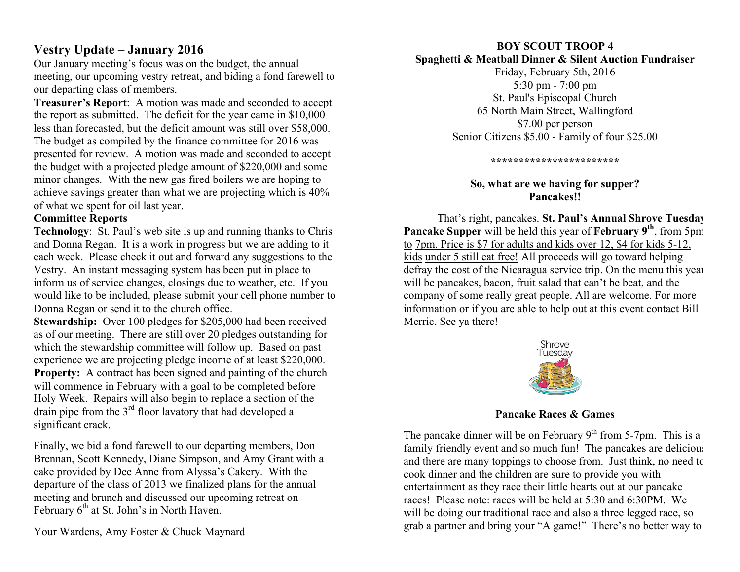## Vestry Update – January 2016

Our January meeting's focus was on the budget, the annual meeting, our upcoming vestry retreat, and biding a fond farewell to our departing class of members.

**Treasurer's Report**: A motion was made and seconded to accept the report as submitted. The deficit for the year came in $10,000 less than forecasted, but the deficit amount was still over $58,000. The budget as compiled by the finance committee for 2016 was presented for review. A motion was made and seconded to accept the budget with a projected pledge amount of $220,000 and some minor changes. With the new gas fired boilers we are hoping to achieve savings greater than what we are projecting which is 40% of what we spent for oil last year.

**Committee Reports** –

**Technology**: St. Paul's web site is up and running thanks to Chris and Donna Regan. It is a work in progress but we are adding to it each week. Please check it out and forward any suggestions to the Vestry. An instant messaging system has been put in place to inform us of service changes, closings due to weather, etc. If you would like to be included, please submit your cell phone number to Donna Regan or send it to the church office.

**Stewardship:** Over 100 pledges for $205,000 had been received as of our meeting. There are still over 20 pledges outstanding for which the stewardship committee will follow up. Based on past experience we are projecting pledge income of at least $220,000.

**Property:** A contract has been signed and painting of the church will commence in February with a goal to be completed before Holy Week. Repairs will also begin to replace a section of the drain pipe from the 3rd floor lavatory that had developed a significant crack.

Finally, we bid a fond farewell to our departing members, Don Brennan, Scott Kennedy, Diane Simpson, and Amy Grant with a cake provided by Dee Anne from Alyssa's Cakery. With the departure of the class of 2013 we finalized plans for the annual meeting and brunch and discussed our upcoming retreat on February 6th at St. John's in North Haven.

Your Wardens, Amy Foster & Chuck Maynard

**BOY SCOUT TROOP 4**
**Spaghetti & Meatball Dinner & Silent Auction Fundraiser**

Friday, February 5th, 2016
5:30 pm - 7:00 pm
St. Paul's Episcopal Church
65 North Main Street, Wallingford
$7.00 per person
Senior Citizens $5.00 - Family of four $25.00

***********************

**So, what are we having for supper?**
**Pancakes!!**

That's right, pancakes. **St. Paul's Annual Shrove Tuesday Pancake Supper** will be held this year of **February 9th**, from 5pm to 7pm. Price is $7 for adults and kids over 12, $4 for kids 5-12, kids under 5 still eat free! All proceeds will go toward helping defray the cost of the Nicaragua service trip. On the menu this year will be pancakes, bacon, fruit salad that can't be beat, and the company of some really great people. All are welcome. For more information or if you are able to help out at this event contact Bill Merric. See ya there!

Shrove Tuesday

**Pancake Races & Games**

The pancake dinner will be on February 9th from 5-7pm. This is a family friendly event and so much fun! The pancakes are delicious and there are many toppings to choose from. Just think, no need to cook dinner and the children are sure to provide you with entertainment as they race their little hearts out at our pancake races! Please note: races will be held at 5:30 and 6:30PM. We will be doing our traditional race and also a three legged race, so grab a partner and bring your "A game!" There's no better way to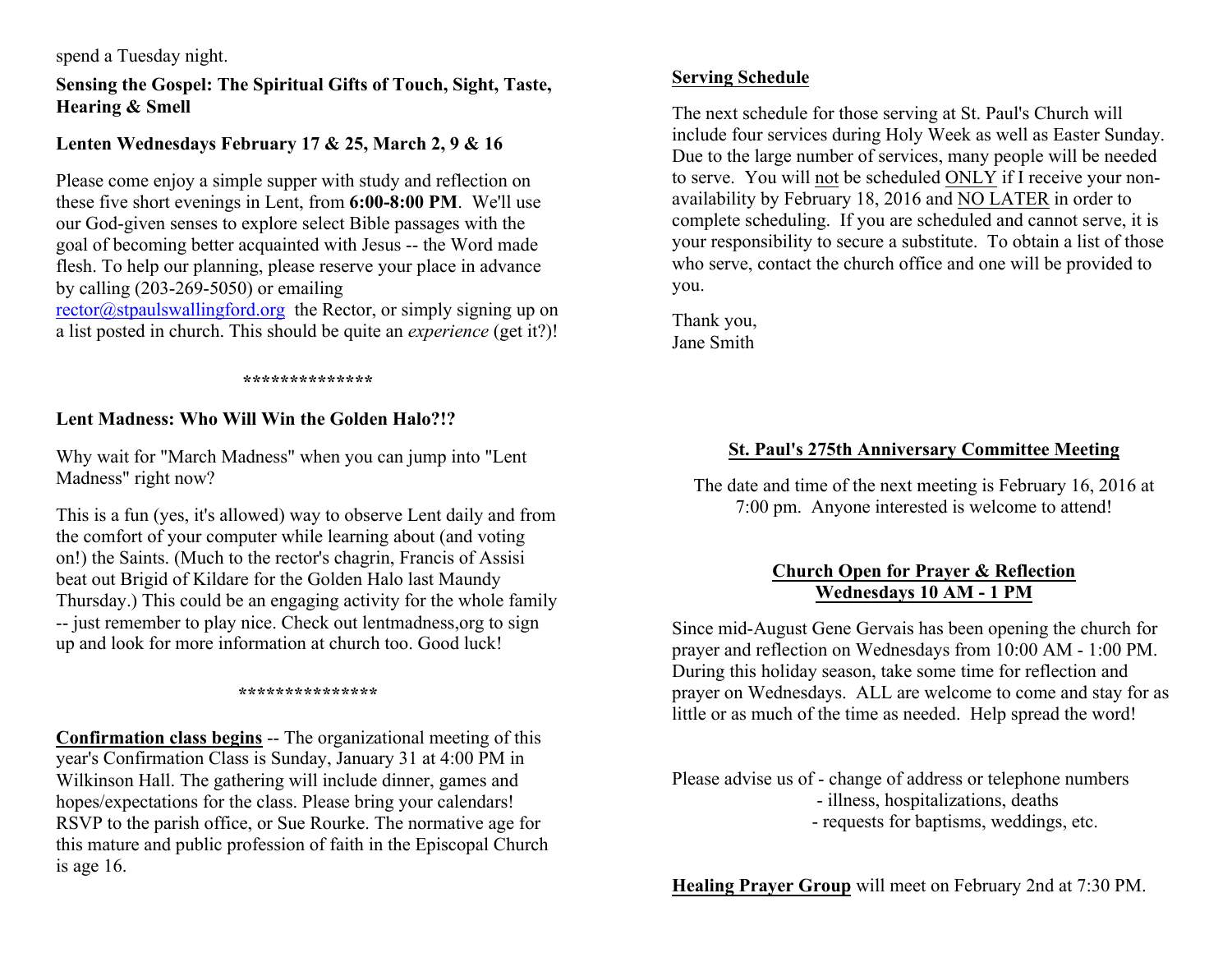spend a Tuesday night.

**Sensing the Gospel: The Spiritual Gifts of Touch, Sight, Taste, Hearing & Smell**

**Lenten Wednesdays February 17 & 25, March 2, 9 & 16**

Please come enjoy a simple supper with study and reflection on these five short evenings in Lent, from **6:00-8:00 PM**. We'll use our God-given senses to explore select Bible passages with the goal of becoming better acquainted with Jesus -- the Word made flesh. To help our planning, please reserve your place in advance by calling (203-269-5050) or emailing rector@stpaulswallingford.org the Rector, or simply signing up on a list posted in church. This should be quite an *experience* (get it?)!

**************

**Lent Madness: Who Will Win the Golden Halo?!?**

Why wait for "March Madness" when you can jump into "Lent Madness" right now?

This is a fun (yes, it's allowed) way to observe Lent daily and from the comfort of your computer while learning about (and voting on!) the Saints. (Much to the rector's chagrin, Francis of Assisi beat out Brigid of Kildare for the Golden Halo last Maundy Thursday.) This could be an engaging activity for the whole family -- just remember to play nice. Check out lentmadness,org to sign up and look for more information at church too. Good luck!

***************

**Confirmation class begins** -- The organizational meeting of this year's Confirmation Class is Sunday, January 31 at 4:00 PM in Wilkinson Hall. The gathering will include dinner, games and hopes/expectations for the class. Please bring your calendars! RSVP to the parish office, or Sue Rourke. The normative age for this mature and public profession of faith in the Episcopal Church is age 16.

**Serving Schedule**

The next schedule for those serving at St. Paul's Church will include four services during Holy Week as well as Easter Sunday. Due to the large number of services, many people will be needed to serve. You will not be scheduled ONLY if I receive your non-availability by February 18, 2016 and NO LATER in order to complete scheduling. If you are scheduled and cannot serve, it is your responsibility to secure a substitute. To obtain a list of those who serve, contact the church office and one will be provided to you.

Thank you,
Jane Smith

**St. Paul's 275th Anniversary Committee Meeting**

The date and time of the next meeting is February 16, 2016 at 7:00 pm. Anyone interested is welcome to attend!

**Church Open for Prayer & Reflection**
**Wednesdays 10 AM - 1 PM**

Since mid-August Gene Gervais has been opening the church for prayer and reflection on Wednesdays from 10:00 AM - 1:00 PM. During this holiday season, take some time for reflection and prayer on Wednesdays. ALL are welcome to come and stay for as little or as much of the time as needed. Help spread the word!

Please advise us of - change of address or telephone numbers
- illness, hospitalizations, deaths
- requests for baptisms, weddings, etc.

**Healing Prayer Group** will meet on February 2nd at 7:30 PM.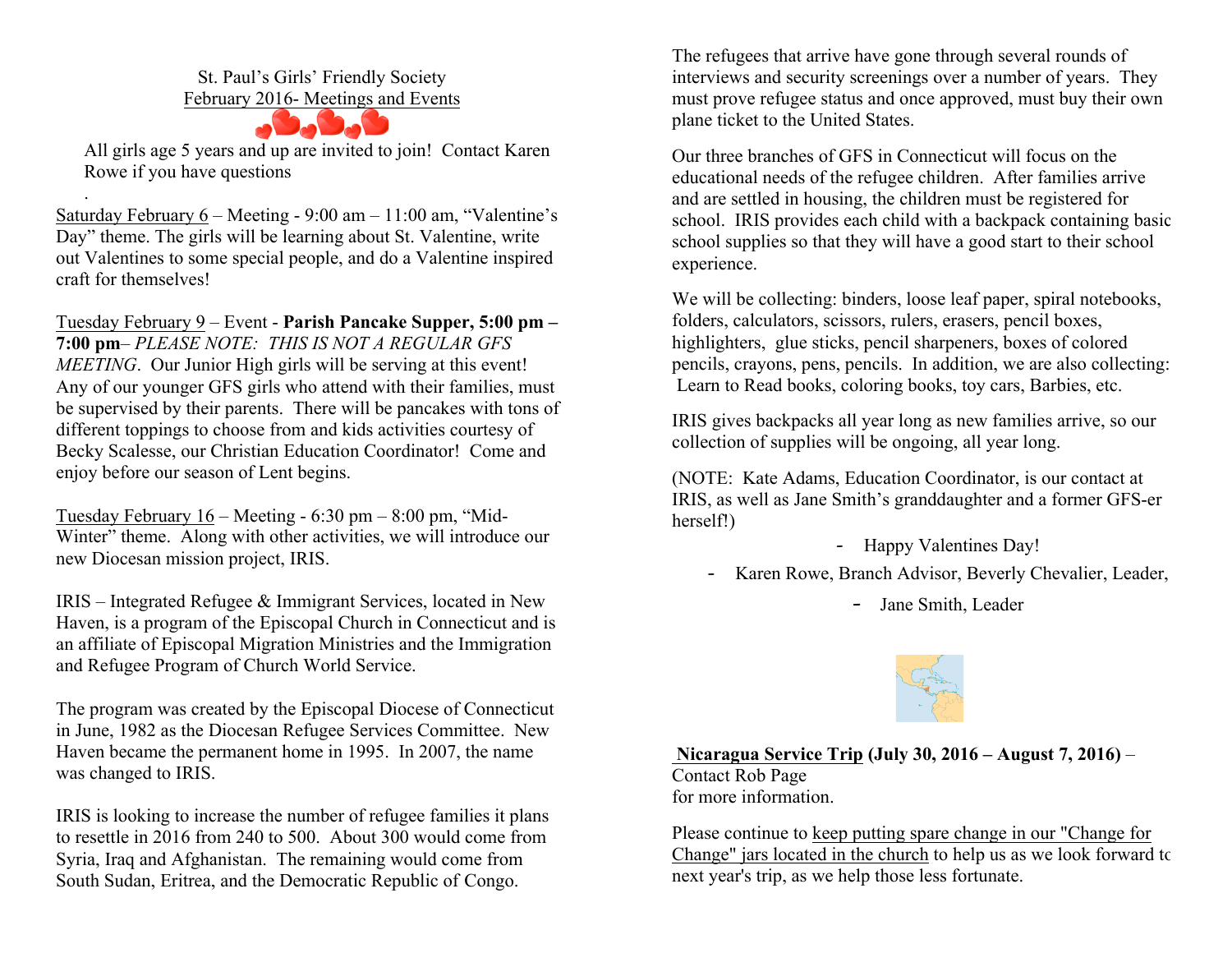St. Paul's Girls' Friendly Society
February 2016- Meetings and Events

All girls age 5 years and up are invited to join! Contact Karen Rowe if you have questions

.

Saturday February 6 – Meeting - 9:00 am – 11:00 am, "Valentine's Day" theme. The girls will be learning about St. Valentine, write out Valentines to some special people, and do a Valentine inspired craft for themselves!

Tuesday February 9 – Event - **Parish Pancake Supper, 5:00 pm – 7:00 pm**– *PLEASE NOTE: THIS IS NOT A REGULAR GFS MEETING*. Our Junior High girls will be serving at this event! Any of our younger GFS girls who attend with their families, must be supervised by their parents. There will be pancakes with tons of different toppings to choose from and kids activities courtesy of Becky Scalesse, our Christian Education Coordinator! Come and enjoy before our season of Lent begins.

Tuesday February 16 – Meeting - 6:30 pm – 8:00 pm, "Mid-Winter" theme. Along with other activities, we will introduce our new Diocesan mission project, IRIS.

IRIS – Integrated Refugee & Immigrant Services, located in New Haven, is a program of the Episcopal Church in Connecticut and is an affiliate of Episcopal Migration Ministries and the Immigration and Refugee Program of Church World Service.

The program was created by the Episcopal Diocese of Connecticut in June, 1982 as the Diocesan Refugee Services Committee. New Haven became the permanent home in 1995. In 2007, the name was changed to IRIS.

IRIS is looking to increase the number of refugee families it plans to resettle in 2016 from 240 to 500. About 300 would come from Syria, Iraq and Afghanistan. The remaining would come from South Sudan, Eritrea, and the Democratic Republic of Congo.

The refugees that arrive have gone through several rounds of interviews and security screenings over a number of years. They must prove refugee status and once approved, must buy their own plane ticket to the United States.

Our three branches of GFS in Connecticut will focus on the educational needs of the refugee children. After families arrive and are settled in housing, the children must be registered for school. IRIS provides each child with a backpack containing basic school supplies so that they will have a good start to their school experience.

We will be collecting: binders, loose leaf paper, spiral notebooks, folders, calculators, scissors, rulers, erasers, pencil boxes, highlighters, glue sticks, pencil sharpeners, boxes of colored pencils, crayons, pens, pencils. In addition, we are also collecting: Learn to Read books, coloring books, toy cars, Barbies, etc.

IRIS gives backpacks all year long as new families arrive, so our collection of supplies will be ongoing, all year long.

(NOTE: Kate Adams, Education Coordinator, is our contact at IRIS, as well as Jane Smith's granddaughter and a former GFS-er herself!)

- Happy Valentines Day!
- Karen Rowe, Branch Advisor, Beverly Chevalier, Leader,
- Jane Smith, Leader

**Nicaragua Service Trip (July 30, 2016 – August 7, 2016)** – Contact Rob Page for more information.

Please continue to keep putting spare change in our "Change for Change" jars located in the church to help us as we look forward to next year's trip, as we help those less fortunate.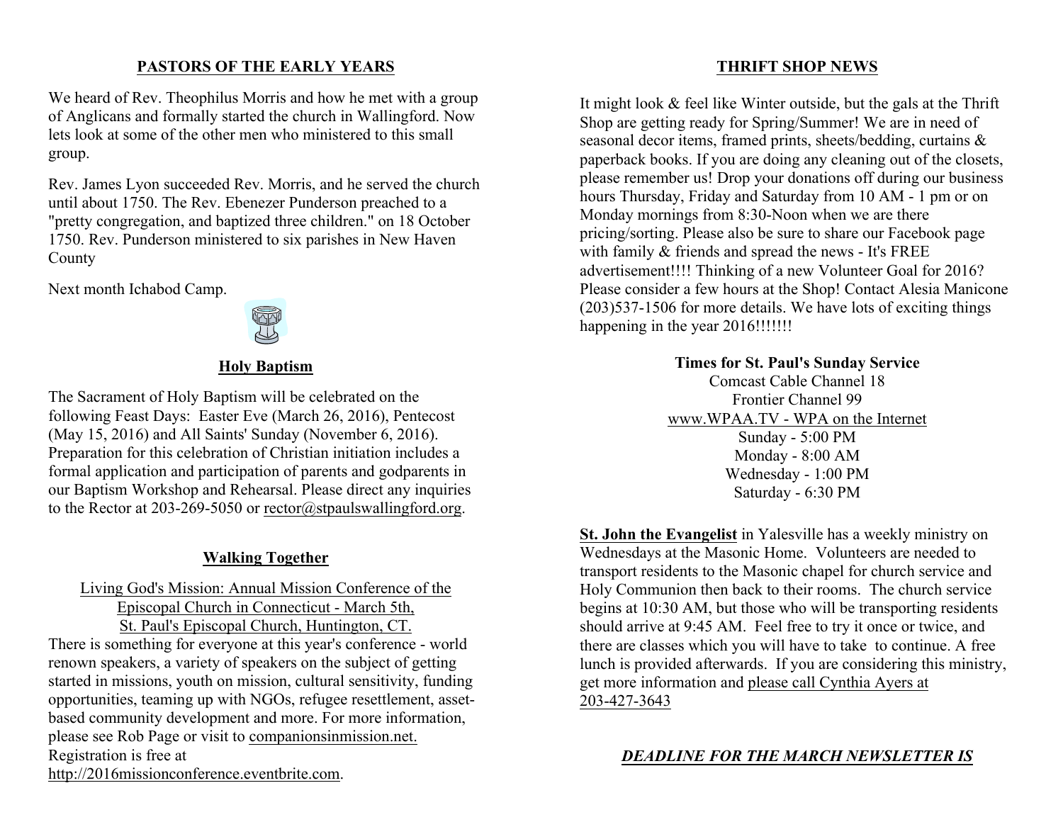## PASTORS OF THE EARLY YEARS

We heard of Rev. Theophilus Morris and how he met with a group of Anglicans and formally started the church in Wallingford. Now lets look at some of the other men who ministered to this small group.

Rev. James Lyon succeeded Rev. Morris, and he served the church until about 1750. The Rev. Ebenezer Punderson preached to a "pretty congregation, and baptized three children." on 18 October 1750. Rev. Punderson ministered to six parishes in New Haven County

Next month Ichabod Camp.

### Holy Baptism

The Sacrament of Holy Baptism will be celebrated on the following Feast Days: Easter Eve (March 26, 2016), Pentecost (May 15, 2016) and All Saints' Sunday (November 6, 2016). Preparation for this celebration of Christian initiation includes a formal application and participation of parents and godparents in our Baptism Workshop and Rehearsal. Please direct any inquiries to the Rector at 203-269-5050 or rector@stpaulswallingford.org.

### Walking Together

Living God's Mission: Annual Mission Conference of the Episcopal Church in Connecticut - March 5th, St. Paul's Episcopal Church, Huntington, CT.

There is something for everyone at this year's conference - world renown speakers, a variety of speakers on the subject of getting started in missions, youth on mission, cultural sensitivity, funding opportunities, teaming up with NGOs, refugee resettlement, asset-based community development and more. For more information, please see Rob Page or visit to companionsinmission.net. Registration is free at http://2016missionconference.eventbrite.com.

## THRIFT SHOP NEWS

It might look & feel like Winter outside, but the gals at the Thrift Shop are getting ready for Spring/Summer! We are in need of seasonal decor items, framed prints, sheets/bedding, curtains & paperback books. If you are doing any cleaning out of the closets, please remember us! Drop your donations off during our business hours Thursday, Friday and Saturday from 10 AM - 1 pm or on Monday mornings from 8:30-Noon when we are there pricing/sorting. Please also be sure to share our Facebook page with family & friends and spread the news - It's FREE advertisement!!!! Thinking of a new Volunteer Goal for 2016? Please consider a few hours at the Shop! Contact Alesia Manicone (203)537-1506 for more details. We have lots of exciting things happening in the year 2016!!!!!!!

**Times for St. Paul's Sunday Service**

Comcast Cable Channel 18
Frontier Channel 99
www.WPAA.TV - WPA on the Internet
Sunday - 5:00 PM
Monday - 8:00 AM
Wednesday - 1:00 PM
Saturday - 6:30 PM

**St. John the Evangelist** in Yalesville has a weekly ministry on Wednesdays at the Masonic Home. Volunteers are needed to transport residents to the Masonic chapel for church service and Holy Communion then back to their rooms. The church service begins at 10:30 AM, but those who will be transporting residents should arrive at 9:45 AM. Feel free to try it once or twice, and there are classes which you will have to take to continue. A free lunch is provided afterwards. If you are considering this ministry, get more information and please call Cynthia Ayers at 203-427-3643

***DEADLINE FOR THE MARCH NEWSLETTER IS***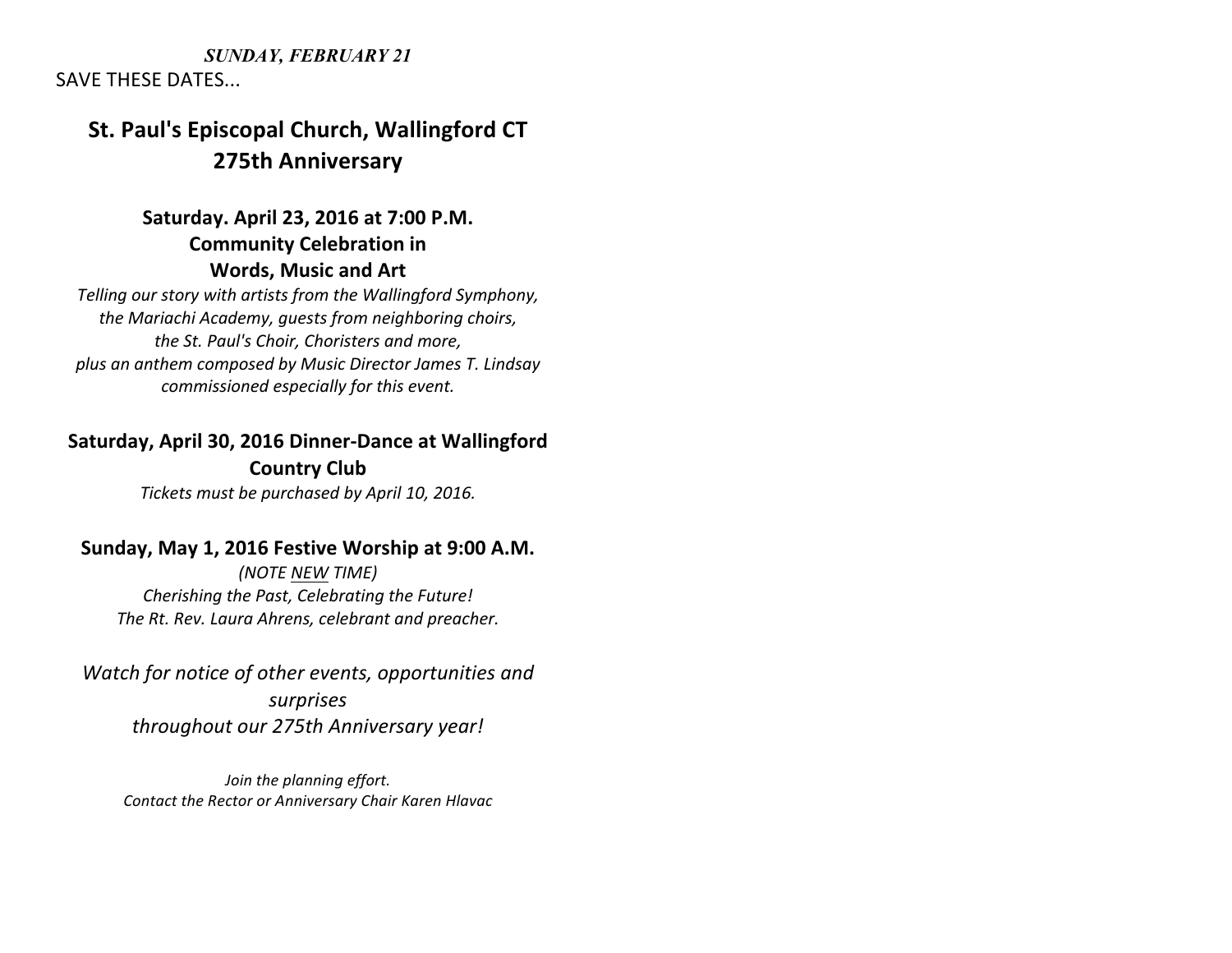***SUNDAY, FEBRUARY 21***

SAVE THESE DATES...

## St. Paul's Episcopal Church, Wallingford CT
## 275th Anniversary

**Saturday. April 23, 2016 at 7:00 P.M.**
**Community Celebration in**
**Words, Music and Art**

*Telling our story with artists from the Wallingford Symphony,*
*the Mariachi Academy, guests from neighboring choirs,*
*the St. Paul's Choir, Choristers and more,*
*plus an anthem composed by Music Director James T. Lindsay*
*commissioned especially for this event.*

**Saturday, April 30, 2016 Dinner-Dance at Wallingford Country Club**

*Tickets must be purchased by April 10, 2016.*

**Sunday, May 1, 2016 Festive Worship at 9:00 A.M.**

*(NOTE NEW TIME)*
*Cherishing the Past, Celebrating the Future!*
*The Rt. Rev. Laura Ahrens, celebrant and preacher.*

*Watch for notice of other events, opportunities and surprises*
*throughout our 275th Anniversary year!*

*Join the planning effort.*
*Contact the Rector or Anniversary Chair Karen Hlavac*